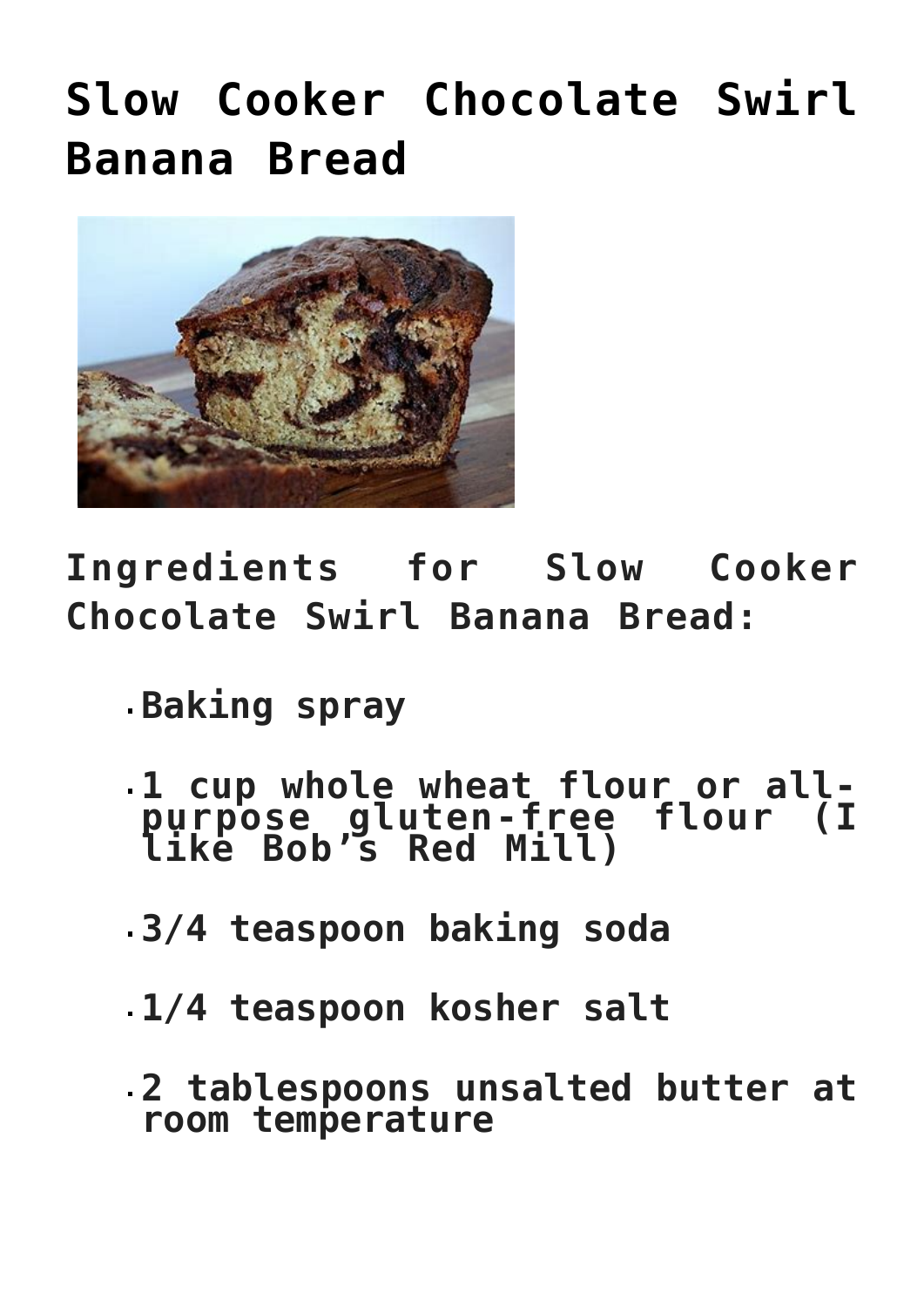# Slow Cooker Chocolate Swirl Banana Bread

## Ingredients for Slow Cooker Chocolate Swirl Banana Bread:

- Baking spray
- 1 cup whole wheat flour or all-purpose gluten-free flour (I like Bob's Red Mill)
- 3/4 teaspoon baking soda
- 1/4 teaspoon kosher salt
- 2 tablespoons unsalted butter at room temperature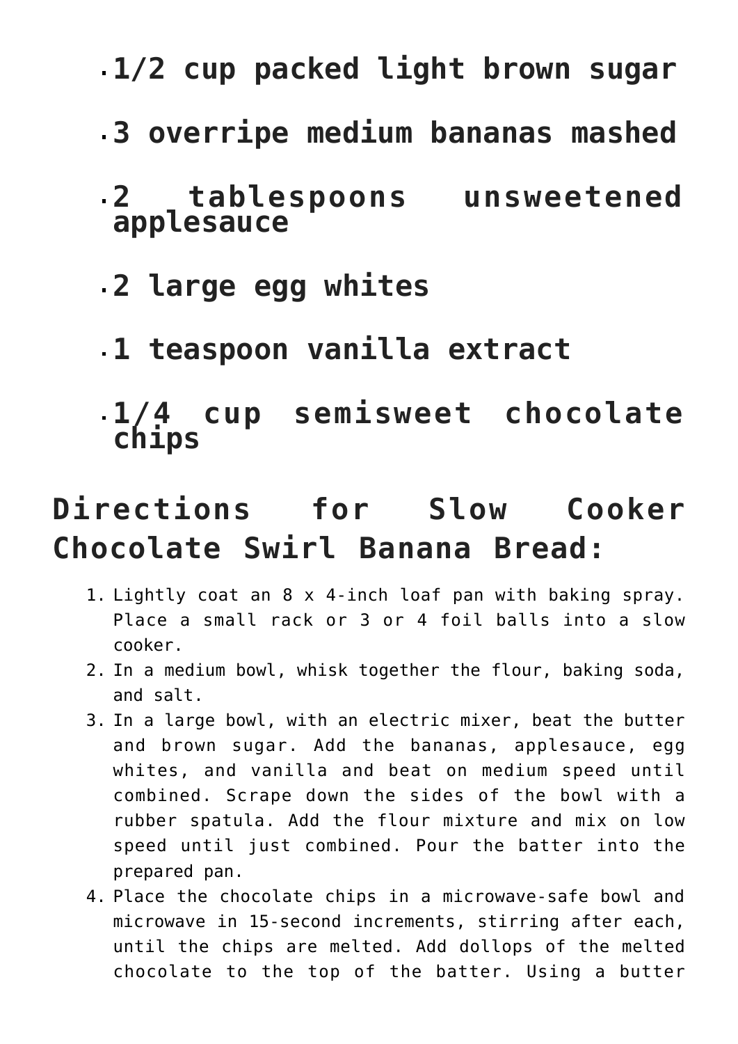- **1/2 cup packed light brown sugar**
- **3 overripe medium bananas mashed**
- **2 tablespoons unsweetened applesauce**
- **2 large egg whites**
- **1 teaspoon vanilla extract**
- **1/4 cup semisweet chocolate chips**

## Directions for Slow Cooker Chocolate Swirl Banana Bread:

1. Lightly coat an 8 x 4-inch loaf pan with baking spray. Place a small rack or 3 or 4 foil balls into a slow cooker.
2. In a medium bowl, whisk together the flour, baking soda, and salt.
3. In a large bowl, with an electric mixer, beat the butter and brown sugar. Add the bananas, applesauce, egg whites, and vanilla and beat on medium speed until combined. Scrape down the sides of the bowl with a rubber spatula. Add the flour mixture and mix on low speed until just combined. Pour the batter into the prepared pan.
4. Place the chocolate chips in a microwave-safe bowl and microwave in 15-second increments, stirring after each, until the chips are melted. Add dollops of the melted chocolate to the top of the batter. Using a butter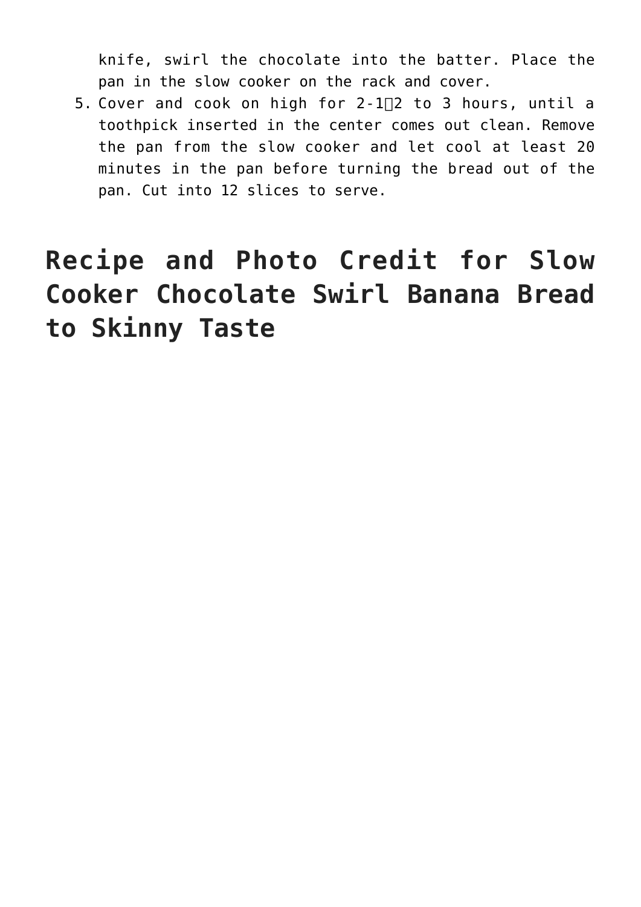knife, swirl the chocolate into the batter. Place the pan in the slow cooker on the rack and cover.

5. Cover and cook on high for 2-1⁄2 to 3 hours, until a toothpick inserted in the center comes out clean. Remove the pan from the slow cooker and let cool at least 20 minutes in the pan before turning the bread out of the pan. Cut into 12 slices to serve.

## Recipe and Photo Credit for Slow Cooker Chocolate Swirl Banana Bread to Skinny Taste